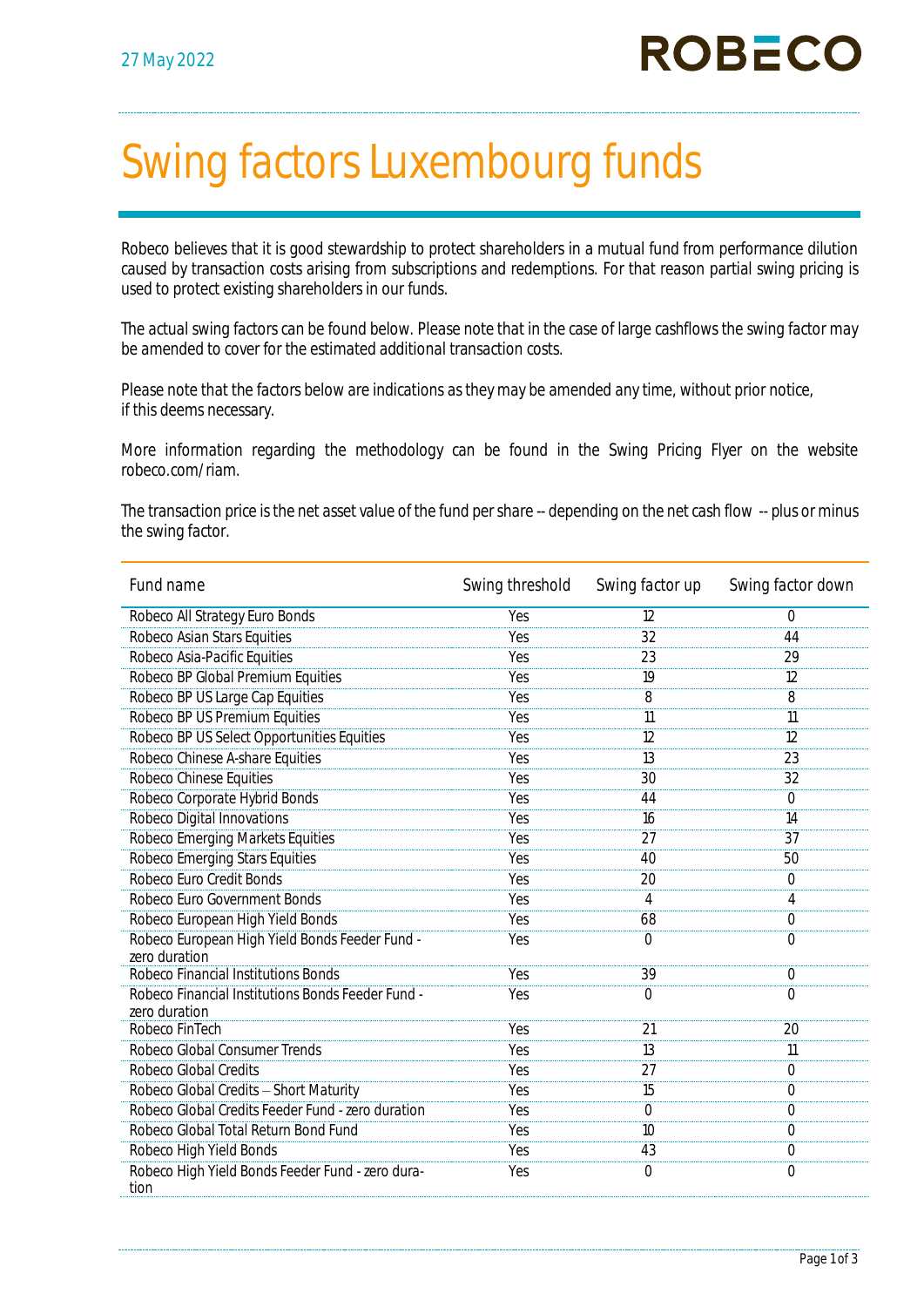27 May 2022

# Swing factors Luxembourg funds

Robeco believes that it is good stewardship to protect shareholders in a mutual fund from performance dilution caused by transaction costs arising from subscriptions and redemptions. For that reason partial swing pricing is used to protect existing shareholders in our funds.

The actual swing factors can be found below. Please note that in the case of large cashflows the swing factor may be amended to cover for the estimated additional transaction costs.

Please note that the factors below are indications as they may be amended any time, without prior notice, if this deems necessary.

More information regarding the methodology can be found in the Swing Pricing Flyer on the website robeco.com/riam.

The transaction price is the net asset value of the fund per share – depending on the net cash flow – plus or minus the swing factor.

| Fund name | Swing threshold | Swing factor up | Swing factor down |
|---|---|---|---|
| Robeco All Strategy Euro Bonds | Yes | 12 | 0 |
| Robeco Asian Stars Equities | Yes | 32 | 44 |
| Robeco Asia-Pacific Equities | Yes | 23 | 29 |
| Robeco BP Global Premium Equities | Yes | 19 | 12 |
| Robeco BP US Large Cap Equities | Yes | 8 | 8 |
| Robeco BP US Premium Equities | Yes | 11 | 11 |
| Robeco BP US Select Opportunities Equities | Yes | 12 | 12 |
| Robeco Chinese A-share Equities | Yes | 13 | 23 |
| Robeco Chinese Equities | Yes | 30 | 32 |
| Robeco Corporate Hybrid Bonds | Yes | 44 | 0 |
| Robeco Digital Innovations | Yes | 16 | 14 |
| Robeco Emerging Markets Equities | Yes | 27 | 37 |
| Robeco Emerging Stars Equities | Yes | 40 | 50 |
| Robeco Euro Credit Bonds | Yes | 20 | 0 |
| Robeco Euro Government Bonds | Yes | 4 | 4 |
| Robeco European High Yield Bonds | Yes | 68 | 0 |
| Robeco European High Yield Bonds Feeder Fund - zero duration | Yes | 0 | 0 |
| Robeco Financial Institutions Bonds | Yes | 39 | 0 |
| Robeco Financial Institutions Bonds Feeder Fund - zero duration | Yes | 0 | 0 |
| Robeco FinTech | Yes | 21 | 20 |
| Robeco Global Consumer Trends | Yes | 13 | 11 |
| Robeco Global Credits | Yes | 27 | 0 |
| Robeco Global Credits – Short Maturity | Yes | 15 | 0 |
| Robeco Global Credits Feeder Fund - zero duration | Yes | 0 | 0 |
| Robeco Global Total Return Bond Fund | Yes | 10 | 0 |
| Robeco High Yield Bonds | Yes | 43 | 0 |
| Robeco High Yield Bonds Feeder Fund - zero duration | Yes | 0 | 0 |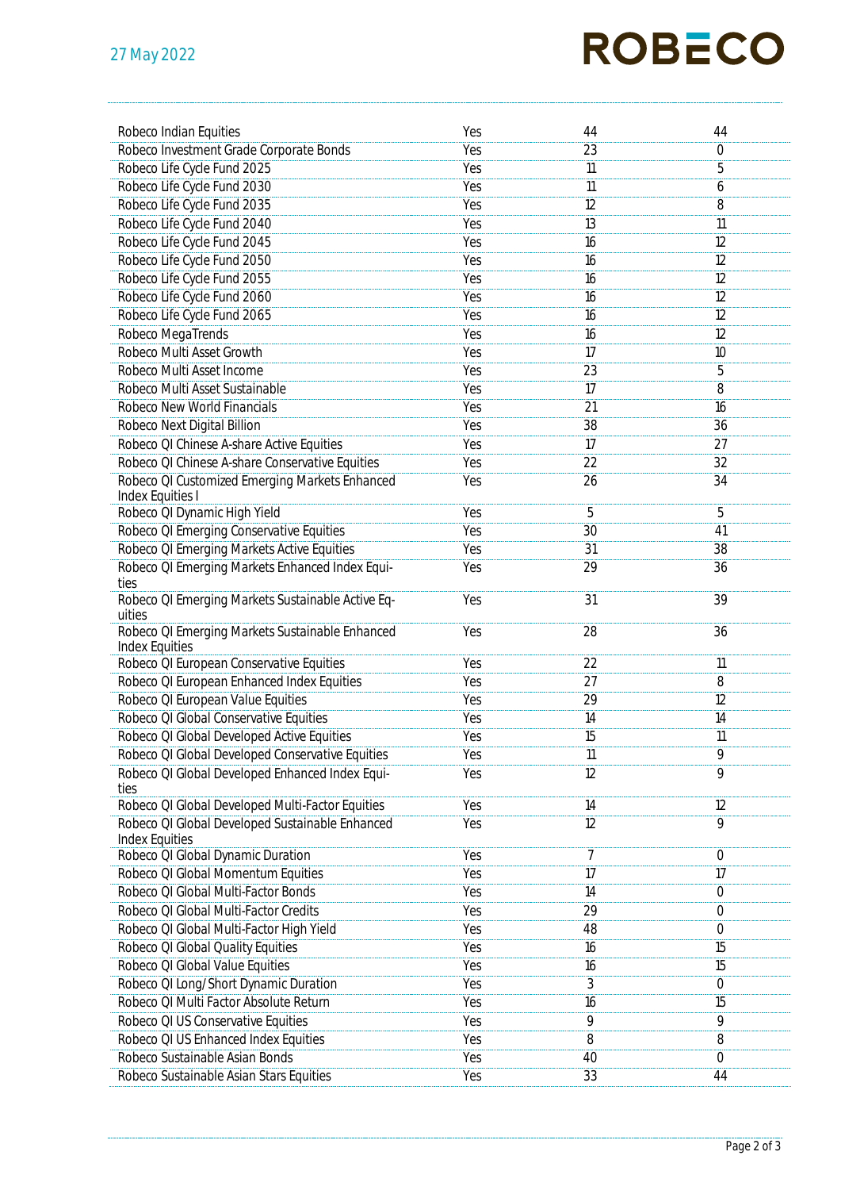| | | | |
|---|---|---|---|
| Robeco Indian Equities | Yes | 44 | 44 |
| Robeco Investment Grade Corporate Bonds | Yes | 23 | 0 |
| Robeco Life Cycle Fund 2025 | Yes | 11 | 5 |
| Robeco Life Cycle Fund 2030 | Yes | 11 | 6 |
| Robeco Life Cycle Fund 2035 | Yes | 12 | 8 |
| Robeco Life Cycle Fund 2040 | Yes | 13 | 11 |
| Robeco Life Cycle Fund 2045 | Yes | 16 | 12 |
| Robeco Life Cycle Fund 2050 | Yes | 16 | 12 |
| Robeco Life Cycle Fund 2055 | Yes | 16 | 12 |
| Robeco Life Cycle Fund 2060 | Yes | 16 | 12 |
| Robeco Life Cycle Fund 2065 | Yes | 16 | 12 |
| Robeco MegaTrends | Yes | 16 | 12 |
| Robeco Multi Asset Growth | Yes | 17 | 10 |
| Robeco Multi Asset Income | Yes | 23 | 5 |
| Robeco Multi Asset Sustainable | Yes | 17 | 8 |
| Robeco New World Financials | Yes | 21 | 16 |
| Robeco Next Digital Billion | Yes | 38 | 36 |
| Robeco QI Chinese A-share Active Equities | Yes | 17 | 27 |
| Robeco QI Chinese A-share Conservative Equities | Yes | 22 | 32 |
| Robeco QI Customized Emerging Markets Enhanced Index Equities I | Yes | 26 | 34 |
| Robeco QI Dynamic High Yield | Yes | 5 | 5 |
| Robeco QI Emerging Conservative Equities | Yes | 30 | 41 |
| Robeco QI Emerging Markets Active Equities | Yes | 31 | 38 |
| Robeco QI Emerging Markets Enhanced Index Equities | Yes | 29 | 36 |
| Robeco QI Emerging Markets Sustainable Active Equities | Yes | 31 | 39 |
| Robeco QI Emerging Markets Sustainable Enhanced Index Equities | Yes | 28 | 36 |
| Robeco QI European Conservative Equities | Yes | 22 | 11 |
| Robeco QI European Enhanced Index Equities | Yes | 27 | 8 |
| Robeco QI European Value Equities | Yes | 29 | 12 |
| Robeco QI Global Conservative Equities | Yes | 14 | 14 |
| Robeco QI Global Developed Active Equities | Yes | 15 | 11 |
| Robeco QI Global Developed Conservative Equities | Yes | 11 | 9 |
| Robeco QI Global Developed Enhanced Index Equities | Yes | 12 | 9 |
| Robeco QI Global Developed Multi-Factor Equities | Yes | 14 | 12 |
| Robeco QI Global Developed Sustainable Enhanced Index Equities | Yes | 12 | 9 |
| Robeco QI Global Dynamic Duration | Yes | 7 | 0 |
| Robeco QI Global Momentum Equities | Yes | 17 | 17 |
| Robeco QI Global Multi-Factor Bonds | Yes | 14 | 0 |
| Robeco QI Global Multi-Factor Credits | Yes | 29 | 0 |
| Robeco QI Global Multi-Factor High Yield | Yes | 48 | 0 |
| Robeco QI Global Quality Equities | Yes | 16 | 15 |
| Robeco QI Global Value Equities | Yes | 16 | 15 |
| Robeco QI Long/Short Dynamic Duration | Yes | 3 | 0 |
| Robeco QI Multi Factor Absolute Return | Yes | 16 | 15 |
| Robeco QI US Conservative Equities | Yes | 9 | 9 |
| Robeco QI US Enhanced Index Equities | Yes | 8 | 8 |
| Robeco Sustainable Asian Bonds | Yes | 40 | 0 |
| Robeco Sustainable Asian Stars Equities | Yes | 33 | 44 |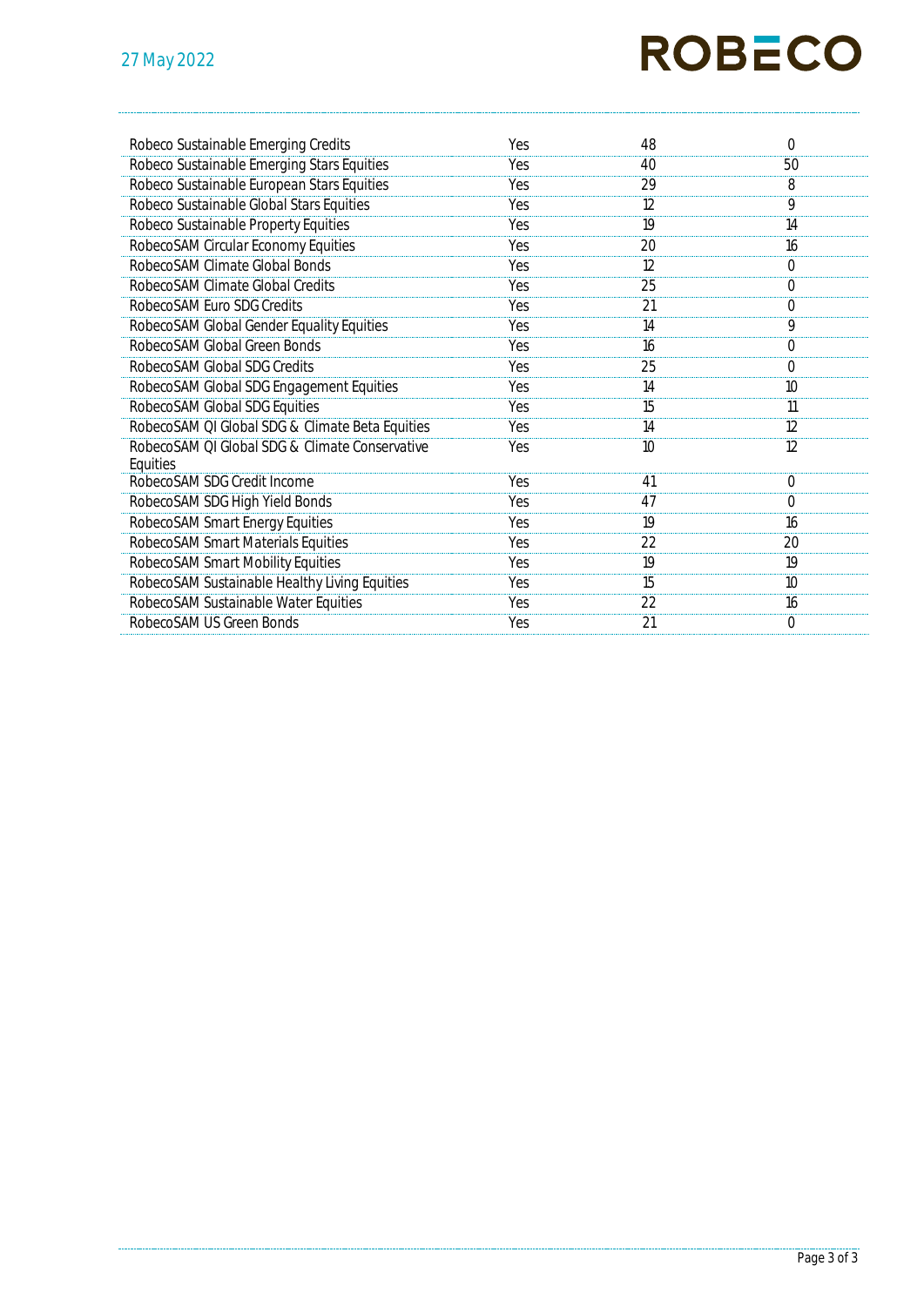| | | | |
|---|---|---|---|
| Robeco Sustainable Emerging Credits | Yes | 48 | 0 |
| Robeco Sustainable Emerging Stars Equities | Yes | 40 | 50 |
| Robeco Sustainable European Stars Equities | Yes | 29 | 8 |
| Robeco Sustainable Global Stars Equities | Yes | 12 | 9 |
| Robeco Sustainable Property Equities | Yes | 19 | 14 |
| RobecoSAM Circular Economy Equities | Yes | 20 | 16 |
| RobecoSAM Climate Global Bonds | Yes | 12 | 0 |
| RobecoSAM Climate Global Credits | Yes | 25 | 0 |
| RobecoSAM Euro SDG Credits | Yes | 21 | 0 |
| RobecoSAM Global Gender Equality Equities | Yes | 14 | 9 |
| RobecoSAM Global Green Bonds | Yes | 16 | 0 |
| RobecoSAM Global SDG Credits | Yes | 25 | 0 |
| RobecoSAM Global SDG Engagement Equities | Yes | 14 | 10 |
| RobecoSAM Global SDG Equities | Yes | 15 | 11 |
| RobecoSAM QI Global SDG & Climate Beta Equities | Yes | 14 | 12 |
| RobecoSAM QI Global SDG & Climate Conservative Equities | Yes | 10 | 12 |
| RobecoSAM SDG Credit Income | Yes | 41 | 0 |
| RobecoSAM SDG High Yield Bonds | Yes | 47 | 0 |
| RobecoSAM Smart Energy Equities | Yes | 19 | 16 |
| RobecoSAM Smart Materials Equities | Yes | 22 | 20 |
| RobecoSAM Smart Mobility Equities | Yes | 19 | 19 |
| RobecoSAM Sustainable Healthy Living Equities | Yes | 15 | 10 |
| RobecoSAM Sustainable Water Equities | Yes | 22 | 16 |
| RobecoSAM US Green Bonds | Yes | 21 | 0 |